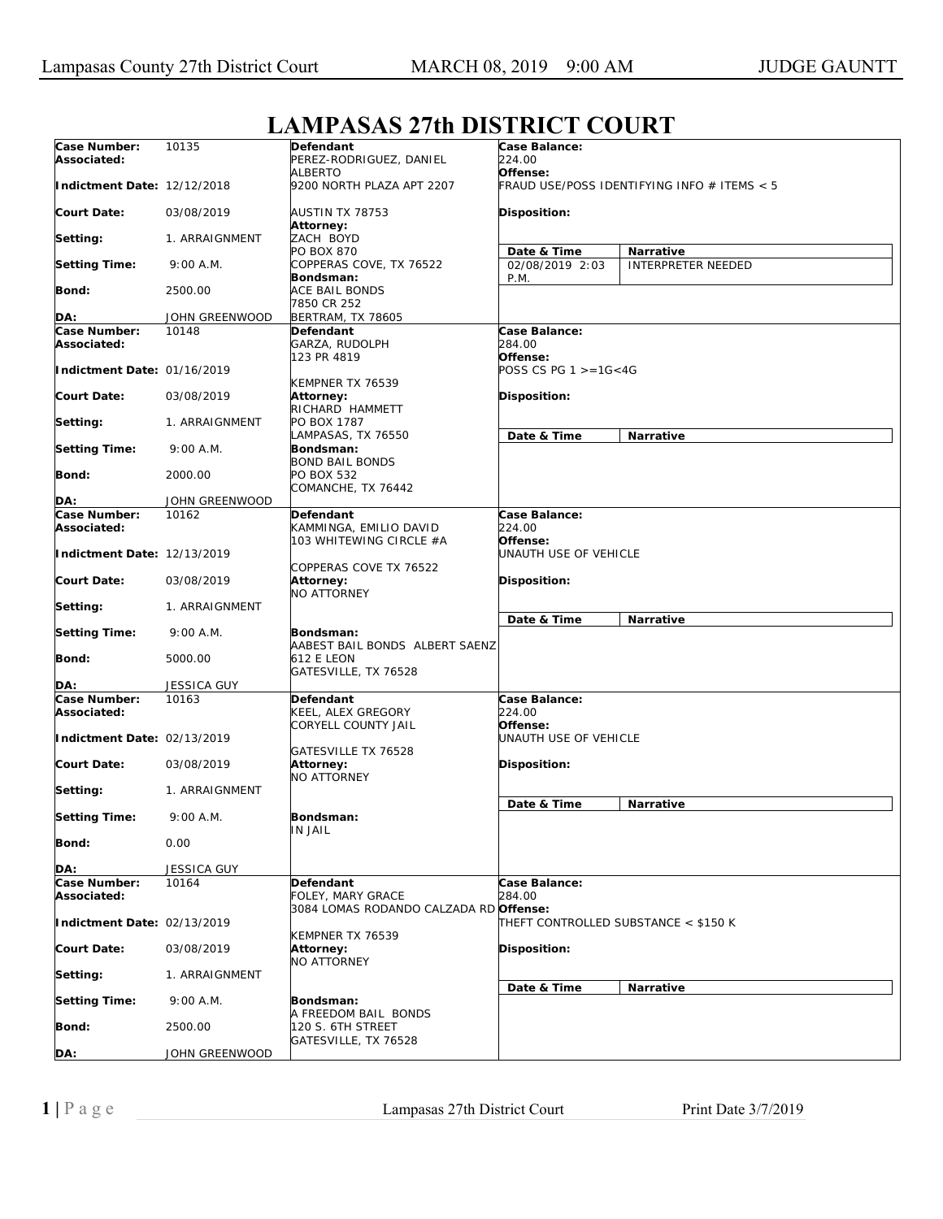# LAMPASAS 27th DISTRICT COURT

| | | | |
|---|---|---|---|
| **Case Number:** 10135<br>**Associated:**<br>**Indictment Date:** 12/12/2018<br>**Court Date:** 03/08/2019<br>**Setting:** 1. ARRAIGNMENT<br>**Setting Time:** 9:00 A.M.<br>**Bond:** 2500.00<br>**DA:** JOHN GREENWOOD | **Defendant**<br>PEREZ-RODRIGUEZ, DANIEL ALBERTO<br>9200 NORTH PLAZA APT 2207<br>AUSTIN TX 78753<br>**Attorney:**<br>ZACH BOYD<br>PO BOX 870<br>COPPERAS COVE, TX 76522<br>**Bondsman:**<br>ACE BAIL BONDS<br>7850 CR 252<br>BERTRAM, TX 78605 | **Case Balance:**<br>224.00<br>**Offense:**<br>FRAUD USE/POSS IDENTIFYING INFO # ITEMS < 5<br>**Disposition:** | **Date & Time:** 02/08/2019 2:03 P.M.<br>**Narrative:** INTERPRETER NEEDED |
| **Case Number:** 10148<br>**Associated:**<br>**Indictment Date:** 01/16/2019<br>**Court Date:** 03/08/2019<br>**Setting:** 1. ARRAIGNMENT<br>**Setting Time:** 9:00 A.M.<br>**Bond:** 2000.00<br>**DA:** JOHN GREENWOOD | **Defendant**<br>GARZA, RUDOLPH<br>123 PR 4819<br>KEMPNER TX 76539<br>**Attorney:**<br>RICHARD HAMMETT<br>PO BOX 1787<br>LAMPASAS, TX 76550<br>**Bondsman:**<br>BOND BAIL BONDS<br>PO BOX 532<br>COMANCHE, TX 76442 | **Case Balance:**<br>284.00<br>**Offense:**<br>POSS CS PG 1 >=1G<4G<br>**Disposition:** | **Date & Time**<br>**Narrative** |
| **Case Number:** 10162<br>**Associated:**<br>**Indictment Date:** 12/13/2019<br>**Court Date:** 03/08/2019<br>**Setting:** 1. ARRAIGNMENT<br>**Setting Time:** 9:00 A.M.<br>**Bond:** 5000.00<br>**DA:** JESSICA GUY | **Defendant**<br>KAMMINGA, EMILIO DAVID<br>103 WHITEWING CIRCLE #A<br>COPPERAS COVE TX 76522<br>**Attorney:**<br>NO ATTORNEY<br>**Bondsman:**<br>AABEST BAIL BONDS ALBERT SAENZ<br>612 E LEON<br>GATESVILLE, TX 76528 | **Case Balance:**<br>224.00<br>**Offense:**<br>UNAUTH USE OF VEHICLE<br>**Disposition:** | **Date & Time**<br>**Narrative** |
| **Case Number:** 10163<br>**Associated:**<br>**Indictment Date:** 02/13/2019<br>**Court Date:** 03/08/2019<br>**Setting:** 1. ARRAIGNMENT<br>**Setting Time:** 9:00 A.M.<br>**Bond:** 0.00<br>**DA:** JESSICA GUY | **Defendant**<br>KEEL, ALEX GREGORY<br>CORYELL COUNTY JAIL<br>GATESVILLE TX 76528<br>**Attorney:**<br>NO ATTORNEY<br>**Bondsman:**<br>IN JAIL | **Case Balance:**<br>224.00<br>**Offense:**<br>UNAUTH USE OF VEHICLE<br>**Disposition:** | **Date & Time**<br>**Narrative** |
| **Case Number:** 10164<br>**Associated:**<br>**Indictment Date:** 02/13/2019<br>**Court Date:** 03/08/2019<br>**Setting:** 1. ARRAIGNMENT<br>**Setting Time:** 9:00 A.M.<br>**Bond:** 2500.00<br>**DA:** JOHN GREENWOOD | **Defendant**<br>FOLEY, MARY GRACE<br>3084 LOMAS RODANDO CALZADA RD<br>KEMPNER TX 76539<br>**Attorney:**<br>NO ATTORNEY<br>**Bondsman:**<br>A FREEDOM BAIL BONDS<br>120 S. 6TH STREET<br>GATESVILLE, TX 76528 | **Case Balance:**<br>284.00<br>**Offense:**<br>THEFT CONTROLLED SUBSTANCE < $150 K<br>**Disposition:** | **Date & Time**<br>**Narrative** |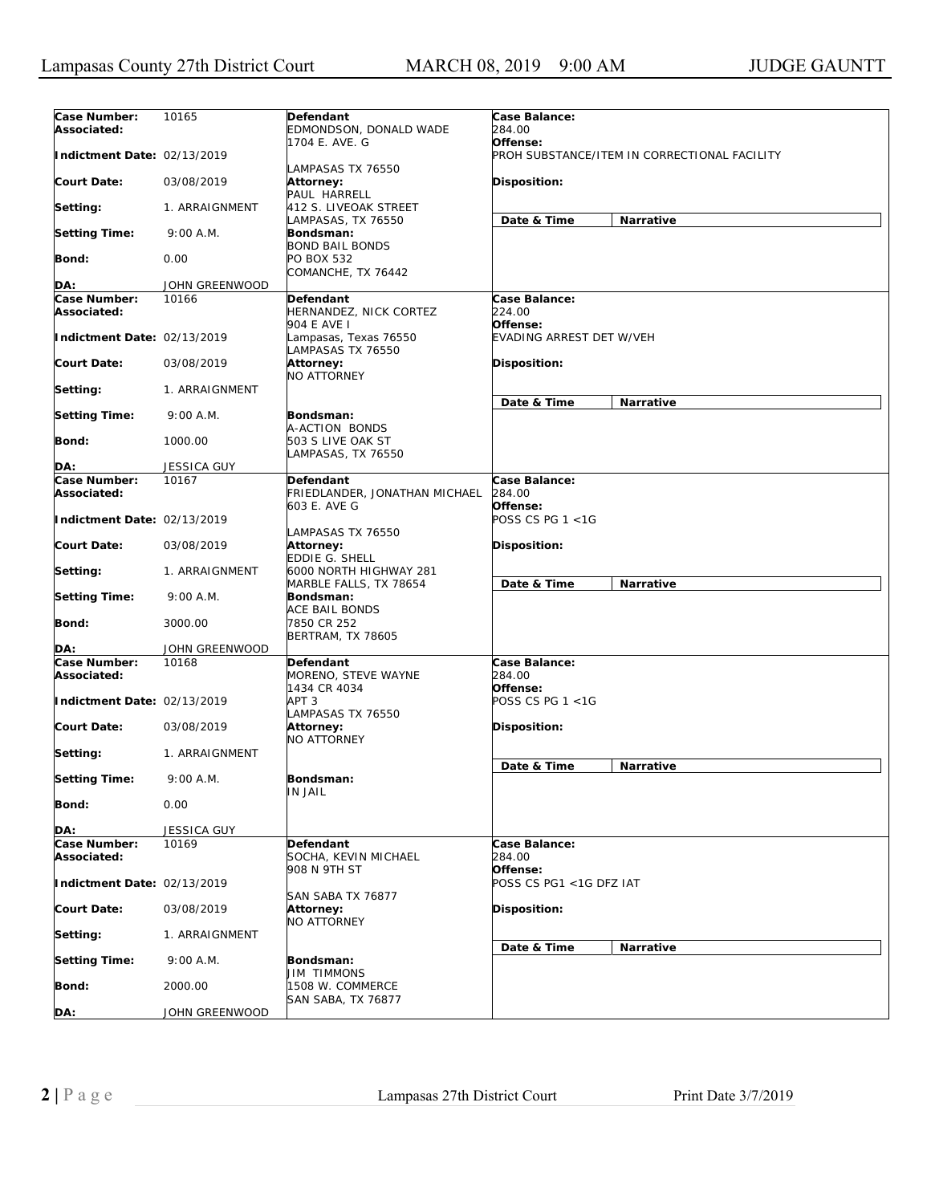| Case Number: | 10165 | Defendant | Case Balance: |
|---|---|---|---|
| Associated: | | EDMONDSON, DONALD WADE<br>1704 E. AVE. G<br><br>LAMPASAS TX 76550 | 284.00 |
| Indictment Date: | 02/13/2019 | | Offense:<br>PROH SUBSTANCE/ITEM IN CORRECTIONAL FACILITY |
| Court Date: | 03/08/2019 | Attorney:<br>PAUL HARRELL<br>412 S. LIVEOAK STREET<br>LAMPASAS, TX 76550 | Disposition: |
| Setting: | 1. ARRAIGNMENT | | Date & Time / Narrative |
| Setting Time: | 9:00 A.M. | Bondsman:<br>BOND BAIL BONDS<br>PO BOX 532<br>COMANCHE, TX 76442 | |
| Bond: | 0.00 | | |
| DA: | JOHN GREENWOOD | | |

| Case Number: | 10166 | Defendant | Case Balance: |
|---|---|---|---|
| Associated: | | HERNANDEZ, NICK CORTEZ<br>904 E AVE I<br>Lampasas, Texas 76550<br>LAMPASAS TX 76550 | 224.00 |
| Indictment Date: | 02/13/2019 | | Offense:<br>EVADING ARREST DET W/VEH |
| Court Date: | 03/08/2019 | Attorney:<br>NO ATTORNEY | Disposition: |
| Setting: | 1. ARRAIGNMENT | | Date & Time / Narrative |
| Setting Time: | 9:00 A.M. | Bondsman:<br>A-ACTION BONDS<br>503 S LIVE OAK ST<br>LAMPASAS, TX 76550 | |
| Bond: | 1000.00 | | |
| DA: | JESSICA GUY | | |

| Case Number: | 10167 | Defendant | Case Balance: |
|---|---|---|---|
| Associated: | | FRIEDLANDER, JONATHAN MICHAEL<br>603 E. AVE G<br><br>LAMPASAS TX 76550 | 284.00 |
| Indictment Date: | 02/13/2019 | | Offense:<br>POSS CS PG 1 <1G |
| Court Date: | 03/08/2019 | Attorney:<br>EDDIE G. SHELL<br>6000 NORTH HIGHWAY 281<br>MARBLE FALLS, TX 78654 | Disposition: |
| Setting: | 1. ARRAIGNMENT | | Date & Time / Narrative |
| Setting Time: | 9:00 A.M. | Bondsman:<br>ACE BAIL BONDS<br>7850 CR 252<br>BERTRAM, TX 78605 | |
| Bond: | 3000.00 | | |
| DA: | JOHN GREENWOOD | | |

| Case Number: | 10168 | Defendant | Case Balance: |
|---|---|---|---|
| Associated: | | MORENO, STEVE WAYNE<br>1434 CR 4034<br>APT 3<br>LAMPASAS TX 76550 | 284.00 |
| Indictment Date: | 02/13/2019 | | Offense:<br>POSS CS PG 1 <1G |
| Court Date: | 03/08/2019 | Attorney:<br>NO ATTORNEY | Disposition: |
| Setting: | 1. ARRAIGNMENT | | Date & Time / Narrative |
| Setting Time: | 9:00 A.M. | Bondsman:<br>IN JAIL | |
| Bond: | 0.00 | | |
| DA: | JESSICA GUY | | |

| Case Number: | 10169 | Defendant | Case Balance: |
|---|---|---|---|
| Associated: | | SOCHA, KEVIN MICHAEL<br>908 N 9TH ST<br><br>SAN SABA TX 76877 | 284.00 |
| Indictment Date: | 02/13/2019 | | Offense:<br>POSS CS PG1 <1G DFZ IAT |
| Court Date: | 03/08/2019 | Attorney:<br>NO ATTORNEY | Disposition: |
| Setting: | 1. ARRAIGNMENT | | Date & Time / Narrative |
| Setting Time: | 9:00 A.M. | Bondsman:<br>JIM TIMMONS<br>1508 W. COMMERCE<br>SAN SABA, TX 76877 | |
| Bond: | 2000.00 | | |
| DA: | JOHN GREENWOOD | | |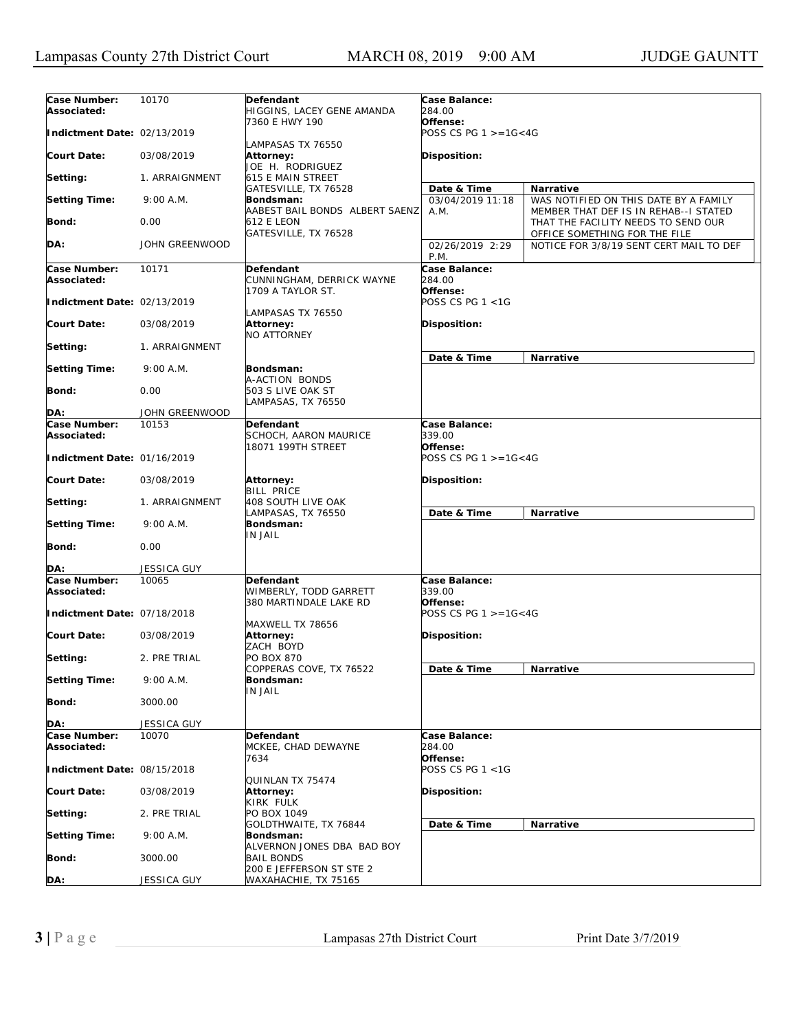| Case Number: | 10170 | Defendant | Case Balance: | |
|---|---|---|---|---|
| Associated: | | HIGGINS, LACEY GENE AMANDA<br>7360 E HWY 190<br>LAMPASAS TX 76550 | 284.00 | |
| Indictment Date: | 02/13/2019 | | Offense:<br>POSS CS PG 1 >=1G<4G | |
| Court Date: | 03/08/2019 | Attorney:<br>JOE H. RODRIGUEZ<br>615 E MAIN STREET<br>GATESVILLE, TX 76528 | Disposition: | |
| Setting: | 1. ARRAIGNMENT | | Date & Time | Narrative |
| Setting Time: | 9:00 A.M. | Bondsman:<br>AABEST BAIL BONDS ALBERT SAENZ<br>612 E LEON<br>GATESVILLE, TX 76528 | 03/04/2019 11:18 A.M. | WAS NOTIFIED ON THIS DATE BY A FAMILY MEMBER THAT DEF IS IN REHAB--I STATED THAT THE FACILITY NEEDS TO SEND OUR OFFICE SOMETHING FOR THE FILE |
| Bond: | 0.00 | | | |
| DA: | JOHN GREENWOOD | | 02/26/2019 2:29 P.M. | NOTICE FOR 3/8/19 SENT CERT MAIL TO DEF |

| Case Number: | 10171 | Defendant | Case Balance: | |
|---|---|---|---|---|
| Associated: | | CUNNINGHAM, DERRICK WAYNE<br>1709 A TAYLOR ST.<br>LAMPASAS TX 76550 | 284.00 | |
| Indictment Date: | 02/13/2019 | | Offense:<br>POSS CS PG 1 <1G | |
| Court Date: | 03/08/2019 | Attorney:<br>NO ATTORNEY | Disposition: | |
| Setting: | 1. ARRAIGNMENT | | Date & Time | Narrative |
| Setting Time: | 9:00 A.M. | Bondsman:<br>A-ACTION BONDS<br>503 S LIVE OAK ST<br>LAMPASAS, TX 76550 | | |
| Bond: | 0.00 | | | |
| DA: | JOHN GREENWOOD | | | |

| Case Number: | 10153 | Defendant | Case Balance: | |
|---|---|---|---|---|
| Associated: | | SCHOCH, AARON MAURICE<br>18071 199TH STREET | 339.00 | |
| Indictment Date: | 01/16/2019 | | Offense:<br>POSS CS PG 1 >=1G<4G | |
| Court Date: | 03/08/2019 | Attorney:<br>BILL PRICE<br>408 SOUTH LIVE OAK<br>LAMPASAS, TX 76550 | Disposition: | |
| Setting: | 1. ARRAIGNMENT | | Date & Time | Narrative |
| Setting Time: | 9:00 A.M. | Bondsman:<br>IN JAIL | | |
| Bond: | 0.00 | | | |
| DA: | JESSICA GUY | | | |

| Case Number: | 10065 | Defendant | Case Balance: | |
|---|---|---|---|---|
| Associated: | | WIMBERLY, TODD GARRETT<br>380 MARTINDALE LAKE RD<br>MAXWELL TX 78656 | 339.00 | |
| Indictment Date: | 07/18/2018 | | Offense:<br>POSS CS PG 1 >=1G<4G | |
| Court Date: | 03/08/2019 | Attorney:<br>ZACH BOYD<br>PO BOX 870<br>COPPERAS COVE, TX 76522 | Disposition: | |
| Setting: | 2. PRE TRIAL | | Date & Time | Narrative |
| Setting Time: | 9:00 A.M. | Bondsman:<br>IN JAIL | | |
| Bond: | 3000.00 | | | |
| DA: | JESSICA GUY | | | |

| Case Number: | 10070 | Defendant | Case Balance: | |
|---|---|---|---|---|
| Associated: | | MCKEE, CHAD DEWAYNE<br>7634<br>QUINLAN TX 75474 | 284.00 | |
| Indictment Date: | 08/15/2018 | | Offense:<br>POSS CS PG 1 <1G | |
| Court Date: | 03/08/2019 | Attorney:<br>KIRK FULK<br>PO BOX 1049<br>GOLDTHWAITE, TX 76844 | Disposition: | |
| Setting: | 2. PRE TRIAL | | Date & Time | Narrative |
| Setting Time: | 9:00 A.M. | Bondsman:<br>ALVERNON JONES DBA BAD BOY BAIL BONDS<br>200 E JEFFERSON ST STE 2<br>WAXAHACHIE, TX 75165 | | |
| Bond: | 3000.00 | | | |
| DA: | JESSICA GUY | | | |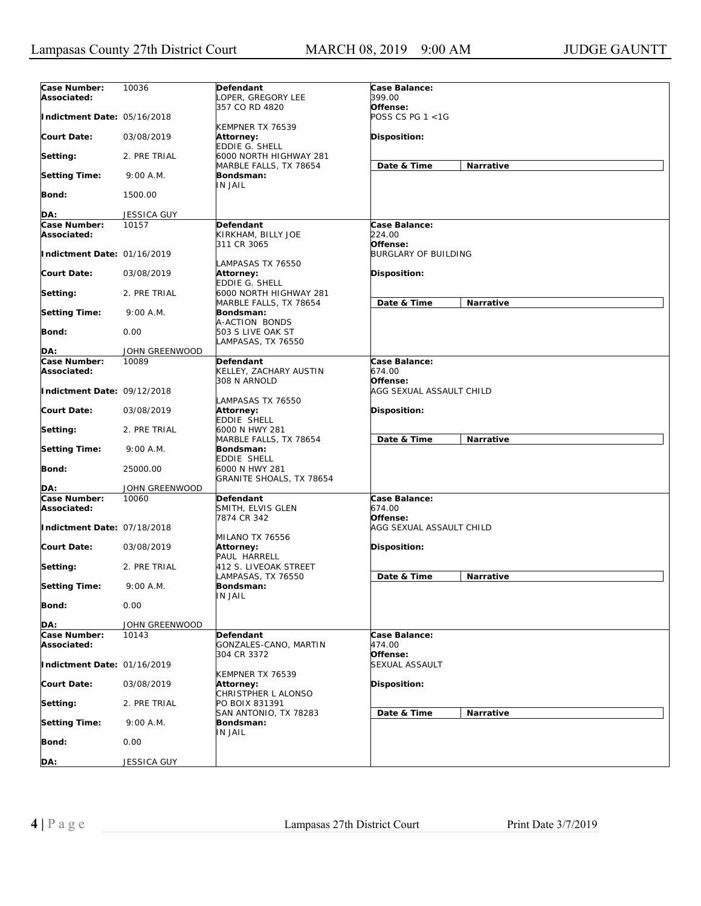| Case Number: | 10036 | Defendant | Case Balance: |
|---|---|---|---|
| Associated: | | LOPER, GREGORY LEE<br>357 CO RD 4820<br><br>KEMPNER TX 76539 | 399.00 |
| Indictment Date: | 05/16/2018 | | Offense:<br>POSS CS PG 1 <1G |
| Court Date: | 03/08/2019 | Attorney:<br>EDDIE G. SHELL<br>6000 NORTH HIGHWAY 281<br>MARBLE FALLS, TX 78654 | Disposition: |
| Setting: | 2. PRE TRIAL | | Date & Time / Narrative |
| Setting Time: | 9:00 A.M. | Bondsman:<br>IN JAIL | |
| Bond: | 1500.00 | | |
| DA: | JESSICA GUY | | |

| Case Number: | 10157 | Defendant | Case Balance: |
|---|---|---|---|
| Associated: | | KIRKHAM, BILLY JOE<br>311 CR 3065<br><br>LAMPASAS TX 76550 | 224.00 |
| Indictment Date: | 01/16/2019 | | Offense:<br>BURGLARY OF BUILDING |
| Court Date: | 03/08/2019 | Attorney:<br>EDDIE G. SHELL<br>6000 NORTH HIGHWAY 281<br>MARBLE FALLS, TX 78654 | Disposition: |
| Setting: | 2. PRE TRIAL | | Date & Time / Narrative |
| Setting Time: | 9:00 A.M. | Bondsman:<br>A-ACTION BONDS<br>503 S LIVE OAK ST<br>LAMPASAS, TX 76550 | |
| Bond: | 0.00 | | |
| DA: | JOHN GREENWOOD | | |

| Case Number: | 10089 | Defendant | Case Balance: |
|---|---|---|---|
| Associated: | | KELLEY, ZACHARY AUSTIN<br>308 N ARNOLD<br><br>LAMPASAS TX 76550 | 674.00 |
| Indictment Date: | 09/12/2018 | | Offense:<br>AGG SEXUAL ASSAULT CHILD |
| Court Date: | 03/08/2019 | Attorney:<br>EDDIE SHELL<br>6000 N HWY 281<br>MARBLE FALLS, TX 78654 | Disposition: |
| Setting: | 2. PRE TRIAL | | Date & Time / Narrative |
| Setting Time: | 9:00 A.M. | Bondsman:<br>EDDIE SHELL<br>6000 N HWY 281<br>GRANITE SHOALS, TX 78654 | |
| Bond: | 25000.00 | | |
| DA: | JOHN GREENWOOD | | |

| Case Number: | 10060 | Defendant | Case Balance: |
|---|---|---|---|
| Associated: | | SMITH, ELVIS GLEN<br>7874 CR 342<br><br>MILANO TX 76556 | 674.00 |
| Indictment Date: | 07/18/2018 | | Offense:<br>AGG SEXUAL ASSAULT CHILD |
| Court Date: | 03/08/2019 | Attorney:<br>PAUL HARRELL<br>412 S. LIVEOAK STREET<br>LAMPASAS, TX 76550 | Disposition: |
| Setting: | 2. PRE TRIAL | | Date & Time / Narrative |
| Setting Time: | 9:00 A.M. | Bondsman:<br>IN JAIL | |
| Bond: | 0.00 | | |
| DA: | JOHN GREENWOOD | | |

| Case Number: | 10143 | Defendant | Case Balance: |
|---|---|---|---|
| Associated: | | GONZALES-CANO, MARTIN<br>304 CR 3372<br><br>KEMPNER TX 76539 | 474.00 |
| Indictment Date: | 01/16/2019 | | Offense:<br>SEXUAL ASSAULT |
| Court Date: | 03/08/2019 | Attorney:<br>CHRISTPHER L ALONSO<br>PO BOIX 831391<br>SAN ANTONIO, TX 78283 | Disposition: |
| Setting: | 2. PRE TRIAL | | Date & Time / Narrative |
| Setting Time: | 9:00 A.M. | Bondsman:<br>IN JAIL | |
| Bond: | 0.00 | | |
| DA: | JESSICA GUY | | |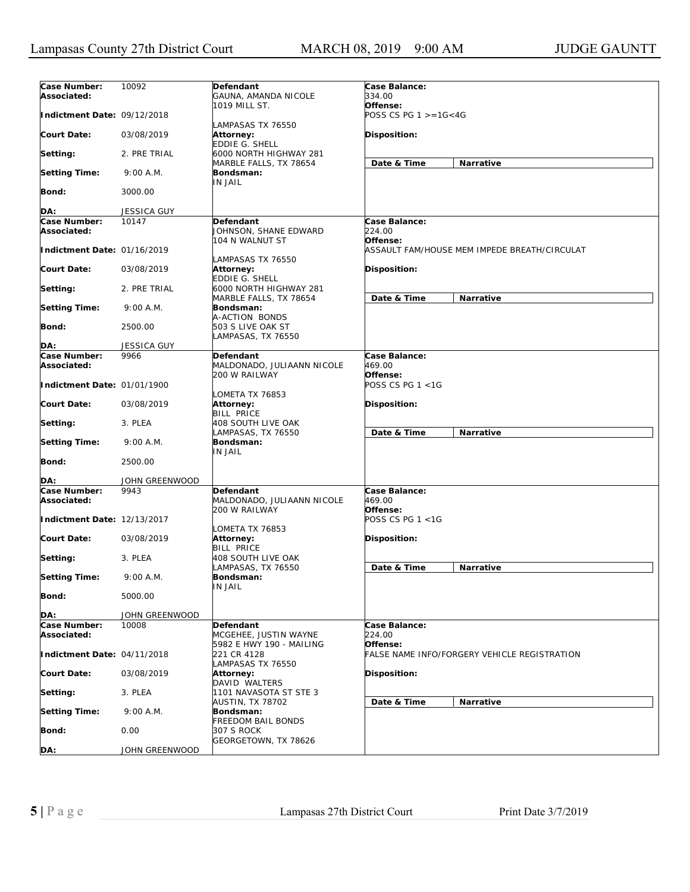Lampasas County 27th District Court — MARCH 08, 2019 9:00 AM — JUDGE GAUNTT

| | | | |
|---|---|---|---|
| **Case Number:** 10092<br>**Associated:**<br>**Indictment Date:** 09/12/2018<br>**Court Date:** 03/08/2019<br>**Setting:** 2. PRE TRIAL<br>**Setting Time:** 9:00 A.M.<br>**Bond:** 3000.00<br>**DA:** JESSICA GUY | **Defendant**<br>GAUNA, AMANDA NICOLE<br>1019 MILL ST.<br>LAMPASAS TX 76550<br>**Attorney:**<br>EDDIE G. SHELL<br>6000 NORTH HIGHWAY 281<br>MARBLE FALLS, TX 78654<br>**Bondsman:**<br>IN JAIL | **Case Balance:**<br>334.00<br>**Offense:**<br>POSS CS PG 1 >=1G<4G<br>**Disposition:** | **Date & Time** / **Narrative** |
| **Case Number:** 10147<br>**Associated:**<br>**Indictment Date:** 01/16/2019<br>**Court Date:** 03/08/2019<br>**Setting:** 2. PRE TRIAL<br>**Setting Time:** 9:00 A.M.<br>**Bond:** 2500.00<br>**DA:** JESSICA GUY | **Defendant**<br>JOHNSON, SHANE EDWARD<br>104 N WALNUT ST<br>LAMPASAS TX 76550<br>**Attorney:**<br>EDDIE G. SHELL<br>6000 NORTH HIGHWAY 281<br>MARBLE FALLS, TX 78654<br>**Bondsman:**<br>A-ACTION BONDS<br>503 S LIVE OAK ST<br>LAMPASAS, TX 76550 | **Case Balance:**<br>224.00<br>**Offense:**<br>ASSAULT FAM/HOUSE MEM IMPEDE BREATH/CIRCULAT<br>**Disposition:** | **Date & Time** / **Narrative** |
| **Case Number:** 9966<br>**Associated:**<br>**Indictment Date:** 01/01/1900<br>**Court Date:** 03/08/2019<br>**Setting:** 3. PLEA<br>**Setting Time:** 9:00 A.M.<br>**Bond:** 2500.00<br>**DA:** JOHN GREENWOOD | **Defendant**<br>MALDONADO, JULIAANN NICOLE<br>200 W RAILWAY<br>LOMETA TX 76853<br>**Attorney:**<br>BILL PRICE<br>408 SOUTH LIVE OAK<br>LAMPASAS, TX 76550<br>**Bondsman:**<br>IN JAIL | **Case Balance:**<br>469.00<br>**Offense:**<br>POSS CS PG 1 <1G<br>**Disposition:** | **Date & Time** / **Narrative** |
| **Case Number:** 9943<br>**Associated:**<br>**Indictment Date:** 12/13/2017<br>**Court Date:** 03/08/2019<br>**Setting:** 3. PLEA<br>**Setting Time:** 9:00 A.M.<br>**Bond:** 5000.00<br>**DA:** JOHN GREENWOOD | **Defendant**<br>MALDONADO, JULIAANN NICOLE<br>200 W RAILWAY<br>LOMETA TX 76853<br>**Attorney:**<br>BILL PRICE<br>408 SOUTH LIVE OAK<br>LAMPASAS, TX 76550<br>**Bondsman:**<br>IN JAIL | **Case Balance:**<br>469.00<br>**Offense:**<br>POSS CS PG 1 <1G<br>**Disposition:** | **Date & Time** / **Narrative** |
| **Case Number:** 10008<br>**Associated:**<br>**Indictment Date:** 04/11/2018<br>**Court Date:** 03/08/2019<br>**Setting:** 3. PLEA<br>**Setting Time:** 9:00 A.M.<br>**Bond:** 0.00<br>**DA:** JOHN GREENWOOD | **Defendant**<br>MCGEHEE, JUSTIN WAYNE<br>5982 E HWY 190 - MAILING<br>221 CR 4128<br>LAMPASAS TX 76550<br>**Attorney:**<br>DAVID WALTERS<br>1101 NAVASOTA ST STE 3<br>AUSTIN, TX 78702<br>**Bondsman:**<br>FREEDOM BAIL BONDS<br>307 S ROCK<br>GEORGETOWN, TX 78626 | **Case Balance:**<br>224.00<br>**Offense:**<br>FALSE NAME INFO/FORGERY VEHICLE REGISTRATION<br>**Disposition:** | **Date & Time** / **Narrative** |

Print Date 3/7/2019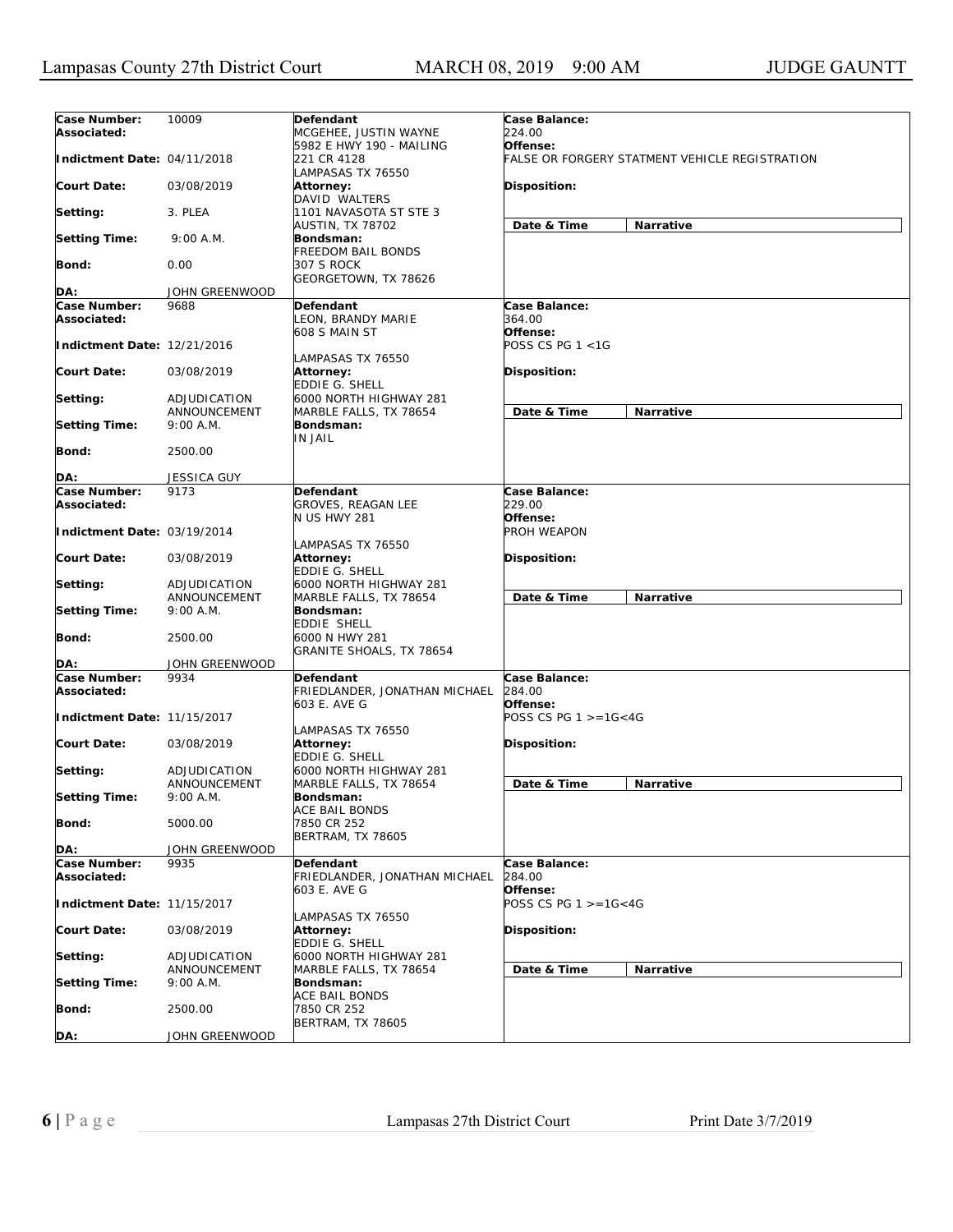Lampasas County 27th District Court MARCH 08, 2019 9:00 AM JUDGE GAUNTT

| | | | |
|---|---|---|---|
| **Case Number:** 10009<br>**Associated:**<br>**Indictment Date:** 04/11/2018<br>**Court Date:** 03/08/2019<br>**Setting:** 3. PLEA<br>**Setting Time:** 9:00 A.M.<br>**Bond:** 0.00<br>**DA:** JOHN GREENWOOD | **Defendant**<br>MCGEHEE, JUSTIN WAYNE<br>5982 E HWY 190 - MAILING<br>221 CR 4128<br>LAMPASAS TX 76550<br>**Attorney:**<br>DAVID WALTERS<br>1101 NAVASOTA ST STE 3<br>AUSTIN, TX 78702<br>**Bondsman:**<br>FREEDOM BAIL BONDS<br>307 S ROCK<br>GEORGETOWN, TX 78626 | **Case Balance:**<br>224.00<br>**Offense:**<br>FALSE OR FORGERY STATMENT VEHICLE REGISTRATION<br>**Disposition:** | **Date & Time** / **Narrative** |
| **Case Number:** 9688<br>**Associated:**<br>**Indictment Date:** 12/21/2016<br>**Court Date:** 03/08/2019<br>**Setting:** ADJUDICATION ANNOUNCEMENT<br>**Setting Time:** 9:00 A.M.<br>**Bond:** 2500.00<br>**DA:** JESSICA GUY | **Defendant**<br>LEON, BRANDY MARIE<br>608 S MAIN ST<br>LAMPASAS TX 76550<br>**Attorney:**<br>EDDIE G. SHELL<br>6000 NORTH HIGHWAY 281<br>MARBLE FALLS, TX 78654<br>**Bondsman:**<br>IN JAIL | **Case Balance:**<br>364.00<br>**Offense:**<br>POSS CS PG 1 <1G<br>**Disposition:** | **Date & Time** / **Narrative** |
| **Case Number:** 9173<br>**Associated:**<br>**Indictment Date:** 03/19/2014<br>**Court Date:** 03/08/2019<br>**Setting:** ADJUDICATION ANNOUNCEMENT<br>**Setting Time:** 9:00 A.M.<br>**Bond:** 2500.00<br>**DA:** JOHN GREENWOOD | **Defendant**<br>GROVES, REAGAN LEE<br>N US HWY 281<br>LAMPASAS TX 76550<br>**Attorney:**<br>EDDIE G. SHELL<br>6000 NORTH HIGHWAY 281<br>MARBLE FALLS, TX 78654<br>**Bondsman:**<br>EDDIE SHELL<br>6000 N HWY 281<br>GRANITE SHOALS, TX 78654 | **Case Balance:**<br>229.00<br>**Offense:**<br>PROH WEAPON<br>**Disposition:** | **Date & Time** / **Narrative** |
| **Case Number:** 9934<br>**Associated:**<br>**Indictment Date:** 11/15/2017<br>**Court Date:** 03/08/2019<br>**Setting:** ADJUDICATION ANNOUNCEMENT<br>**Setting Time:** 9:00 A.M.<br>**Bond:** 5000.00<br>**DA:** JOHN GREENWOOD | **Defendant**<br>FRIEDLANDER, JONATHAN MICHAEL<br>603 E. AVE G<br>LAMPASAS TX 76550<br>**Attorney:**<br>EDDIE G. SHELL<br>6000 NORTH HIGHWAY 281<br>MARBLE FALLS, TX 78654<br>**Bondsman:**<br>ACE BAIL BONDS<br>7850 CR 252<br>BERTRAM, TX 78605 | **Case Balance:**<br>284.00<br>**Offense:**<br>POSS CS PG 1 >=1G<4G<br>**Disposition:** | **Date & Time** / **Narrative** |
| **Case Number:** 9935<br>**Associated:**<br>**Indictment Date:** 11/15/2017<br>**Court Date:** 03/08/2019<br>**Setting:** ADJUDICATION ANNOUNCEMENT<br>**Setting Time:** 9:00 A.M.<br>**Bond:** 2500.00<br>**DA:** JOHN GREENWOOD | **Defendant**<br>FRIEDLANDER, JONATHAN MICHAEL<br>603 E. AVE G<br>LAMPASAS TX 76550<br>**Attorney:**<br>EDDIE G. SHELL<br>6000 NORTH HIGHWAY 281<br>MARBLE FALLS, TX 78654<br>**Bondsman:**<br>ACE BAIL BONDS<br>7850 CR 252<br>BERTRAM, TX 78605 | **Case Balance:**<br>284.00<br>**Offense:**<br>POSS CS PG 1 >=1G<4G<br>**Disposition:** | **Date & Time** / **Narrative** |

Lampasas 27th District Court Print Date 3/7/2019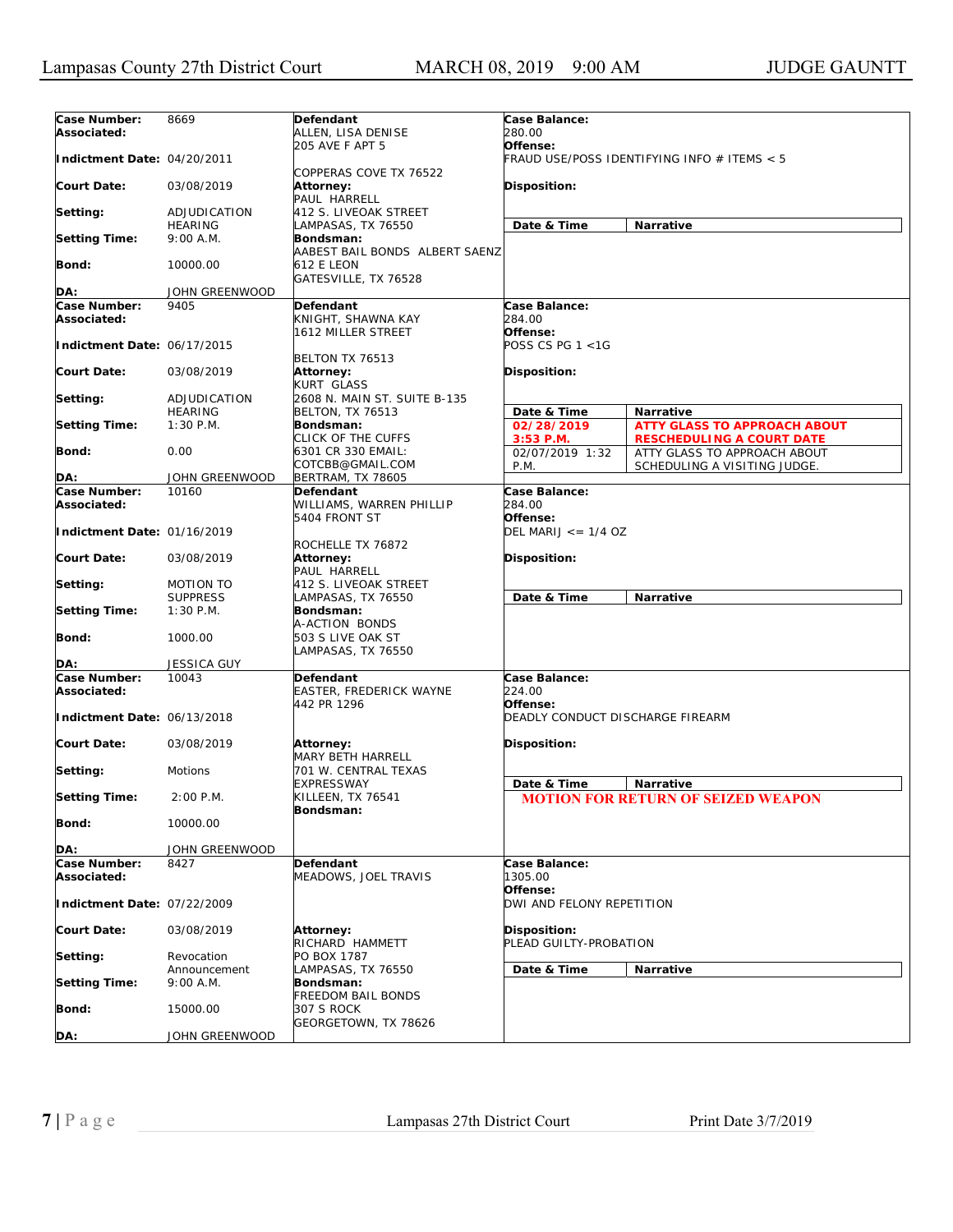| Case Number: | 8669 | Defendant | Case Balance: |
|---|---|---|---|
| Associated: | | ALLEN, LISA DENISE<br>205 AVE F APT 5<br>COPPERAS COVE TX 76522 | 280.00 |
| Indictment Date: | 04/20/2011 | | **Offense:** FRAUD USE/POSS IDENTIFYING INFO # ITEMS < 5 |
| Court Date: | 03/08/2019 | **Attorney:** PAUL HARRELL<br>412 S. LIVEOAK STREET<br>LAMPASAS, TX 76550 | **Disposition:** |
| Setting: | ADJUDICATION HEARING | | **Date & Time** / **Narrative** |
| Setting Time: | 9:00 A.M. | **Bondsman:** AABEST BAIL BONDS ALBERT SAENZ<br>612 E LEON<br>GATESVILLE, TX 76528 | |
| Bond: | 10000.00 | | |
| DA: | JOHN GREENWOOD | | |

| Case Number: | 9405 | Defendant | Case Balance: |
|---|---|---|---|
| Associated: | | KNIGHT, SHAWNA KAY<br>1612 MILLER STREET<br>BELTON TX 76513 | 284.00 |
| Indictment Date: | 06/17/2015 | | **Offense:** POSS CS PG 1 <1G |
| Court Date: | 03/08/2019 | **Attorney:** KURT GLASS<br>2608 N. MAIN ST. SUITE B-135<br>BELTON, TX 76513 | **Disposition:** |
| Setting: | ADJUDICATION HEARING | | **Date & Time** / **Narrative** |
| Setting Time: | 1:30 P.M. | **Bondsman:** CLICK OF THE CUFFS<br>6301 CR 330 EMAIL: COTCBB@GMAIL.COM<br>BERTRAM, TX 78605 | **02/28/2019 3:53 P.M.** — **ATTY GLASS TO APPROACH ABOUT RESCHEDULING A COURT DATE** |
| Bond: | 0.00 | | 02/07/2019 1:32 P.M. — ATTY GLASS TO APPROACH ABOUT SCHEDULING A VISITING JUDGE. |
| DA: | JOHN GREENWOOD | | |

| Case Number: | 10160 | Defendant | Case Balance: |
|---|---|---|---|
| Associated: | | WILLIAMS, WARREN PHILLIP<br>5404 FRONT ST<br>ROCHELLE TX 76872 | 284.00 |
| Indictment Date: | 01/16/2019 | | **Offense:** DEL MARIJ <= 1/4 OZ |
| Court Date: | 03/08/2019 | **Attorney:** PAUL HARRELL<br>412 S. LIVEOAK STREET<br>LAMPASAS, TX 76550 | **Disposition:** |
| Setting: | MOTION TO SUPPRESS | | **Date & Time** / **Narrative** |
| Setting Time: | 1:30 P.M. | **Bondsman:** A-ACTION BONDS<br>503 S LIVE OAK ST<br>LAMPASAS, TX 76550 | |
| Bond: | 1000.00 | | |
| DA: | JESSICA GUY | | |

| Case Number: | 10043 | Defendant | Case Balance: |
|---|---|---|---|
| Associated: | | EASTER, FREDERICK WAYNE<br>442 PR 1296 | 224.00 |
| Indictment Date: | 06/13/2018 | | **Offense:** DEADLY CONDUCT DISCHARGE FIREARM |
| Court Date: | 03/08/2019 | **Attorney:** MARY BETH HARRELL<br>701 W. CENTRAL TEXAS EXPRESSWAY<br>KILLEEN, TX 76541 | **Disposition:** |
| Setting: | Motions | | **Date & Time** / **Narrative** |
| Setting Time: | 2:00 P.M. | **Bondsman:** | **MOTION FOR RETURN OF SEIZED WEAPON** |
| Bond: | 10000.00 | | |
| DA: | JOHN GREENWOOD | | |

| Case Number: | 8427 | Defendant | Case Balance: |
|---|---|---|---|
| Associated: | | MEADOWS, JOEL TRAVIS | 1305.00 |
| Indictment Date: | 07/22/2009 | | **Offense:** DWI AND FELONY REPETITION |
| Court Date: | 03/08/2019 | **Attorney:** RICHARD HAMMETT<br>PO BOX 1787<br>LAMPASAS, TX 76550 | **Disposition:** PLEAD GUILTY-PROBATION |
| Setting: | Revocation Announcement | | **Date & Time** / **Narrative** |
| Setting Time: | 9:00 A.M. | **Bondsman:** FREEDOM BAIL BONDS<br>307 S ROCK<br>GEORGETOWN, TX 78626 | |
| Bond: | 15000.00 | | |
| DA: | JOHN GREENWOOD | | |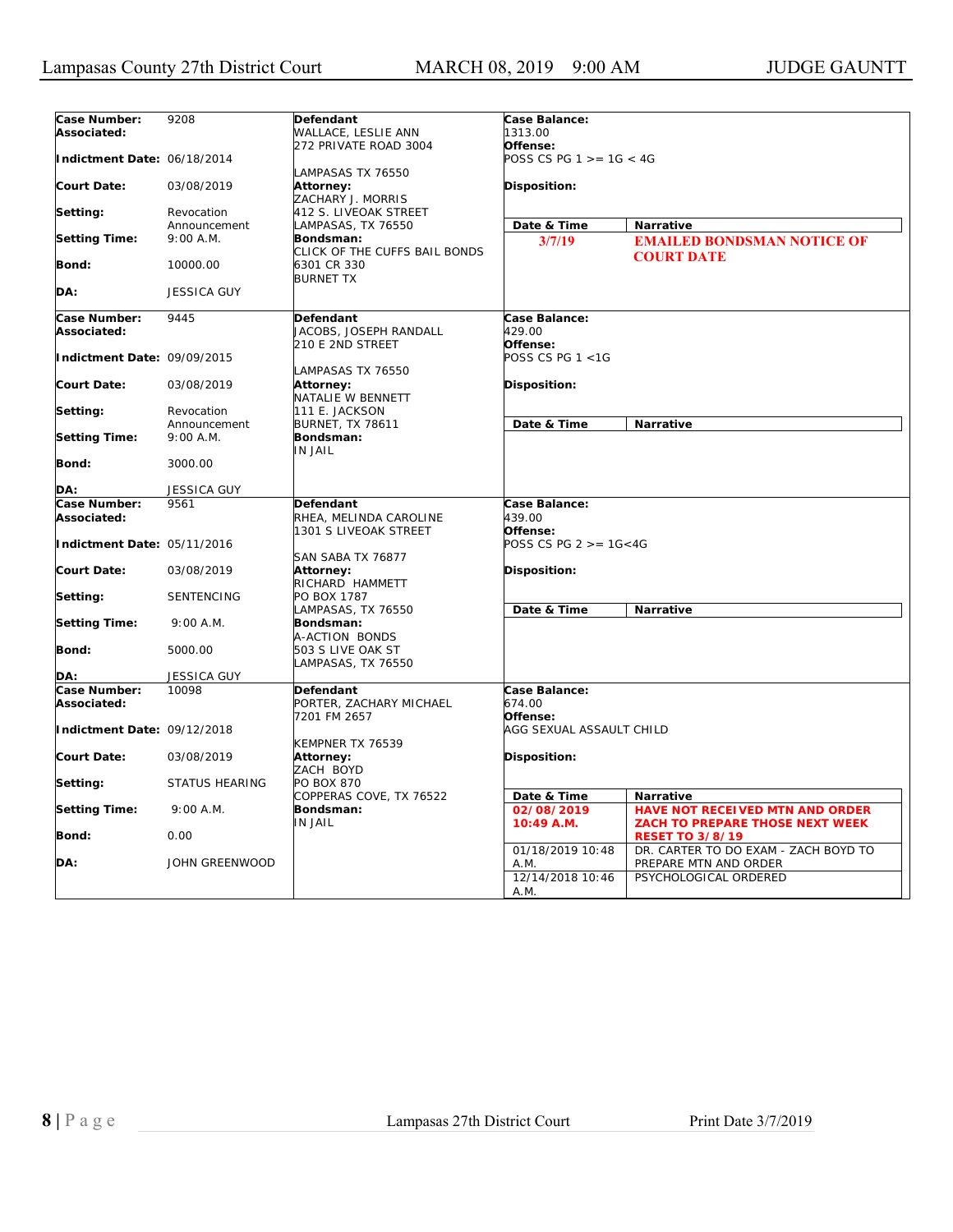| Case Number: | 9208 | Defendant | Case Balance: | |
|---|---|---|---|---|
| Associated: | | WALLACE, LESLIE ANN<br>272 PRIVATE ROAD 3004<br>LAMPASAS TX 76550 | 1313.00 | |
| Indictment Date: | 06/18/2014 | | Offense:<br>POSS CS PG 1 >= 1G < 4G | |
| Court Date: | 03/08/2019 | Attorney:<br>ZACHARY J. MORRIS<br>412 S. LIVEOAK STREET<br>LAMPASAS, TX 76550 | Disposition: | |
| Setting: | Revocation Announcement | | Date & Time | Narrative |
| Setting Time: | 9:00 A.M. | Bondsman:<br>CLICK OF THE CUFFS BAIL BONDS<br>6301 CR 330<br>BURNET TX | **3/7/19** | **EMAILED BONDSMAN NOTICE OF COURT DATE** |
| Bond: | 10000.00 | | | |
| DA: | JESSICA GUY | | | |

| Case Number: | 9445 | Defendant | Case Balance: | |
|---|---|---|---|---|
| Associated: | | JACOBS, JOSEPH RANDALL<br>210 E 2ND STREET<br>LAMPASAS TX 76550 | 429.00 | |
| Indictment Date: | 09/09/2015 | | Offense:<br>POSS CS PG 1 <1G | |
| Court Date: | 03/08/2019 | Attorney:<br>NATALIE W BENNETT<br>111 E. JACKSON<br>BURNET, TX 78611 | Disposition: | |
| Setting: | Revocation Announcement | | Date & Time | Narrative |
| Setting Time: | 9:00 A.M. | Bondsman:<br>IN JAIL | | |
| Bond: | 3000.00 | | | |
| DA: | JESSICA GUY | | | |

| Case Number: | 9561 | Defendant | Case Balance: | |
|---|---|---|---|---|
| Associated: | | RHEA, MELINDA CAROLINE<br>1301 S LIVEOAK STREET<br>SAN SABA TX 76877 | 439.00 | |
| Indictment Date: | 05/11/2016 | | Offense:<br>POSS CS PG 2 >= 1G<4G | |
| Court Date: | 03/08/2019 | Attorney:<br>RICHARD HAMMETT<br>PO BOX 1787<br>LAMPASAS, TX 76550 | Disposition: | |
| Setting: | SENTENCING | | Date & Time | Narrative |
| Setting Time: | 9:00 A.M. | Bondsman:<br>A-ACTION BONDS<br>503 S LIVE OAK ST<br>LAMPASAS, TX 76550 | | |
| Bond: | 5000.00 | | | |
| DA: | JESSICA GUY | | | |

| Case Number: | 10098 | Defendant | Case Balance: | |
|---|---|---|---|---|
| Associated: | | PORTER, ZACHARY MICHAEL<br>7201 FM 2657<br>KEMPNER TX 76539 | 674.00 | |
| Indictment Date: | 09/12/2018 | | Offense:<br>AGG SEXUAL ASSAULT CHILD | |
| Court Date: | 03/08/2019 | Attorney:<br>ZACH BOYD<br>PO BOX 870<br>COPPERAS COVE, TX 76522 | Disposition: | |
| Setting: | STATUS HEARING | | Date & Time | Narrative |
| Setting Time: | 9:00 A.M. | Bondsman:<br>IN JAIL | **02/08/2019 10:49 A.M.** | **HAVE NOT RECEIVED MTN AND ORDER ZACH TO PREPARE THOSE NEXT WEEK RESET TO 3/8/19** |
| Bond: | 0.00 | | 01/18/2019 10:48 A.M. | DR. CARTER TO DO EXAM - ZACH BOYD TO PREPARE MTN AND ORDER |
| DA: | JOHN GREENWOOD | | 12/14/2018 10:46 A.M. | PSYCHOLOGICAL ORDERED |